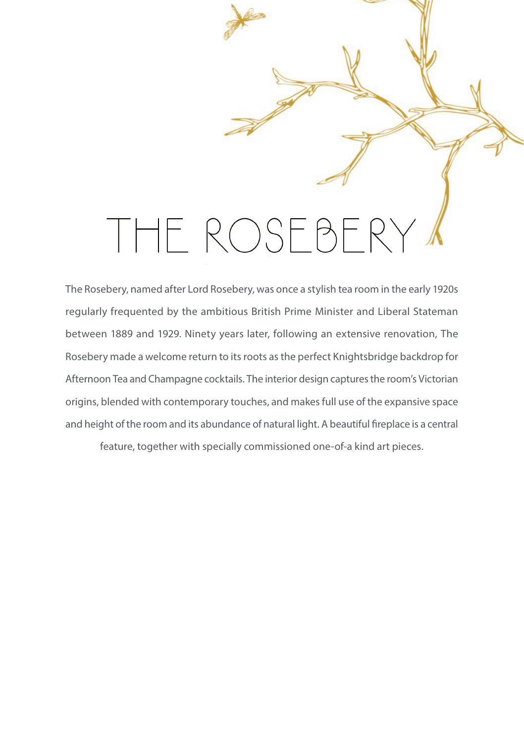# THE ROSEBERY

The Rosebery, named after Lord Rosebery, was once a stylish tea room in the early 1920s regularly frequented by the ambitious British Prime Minister and Liberal Stateman between 1889 and 1929. Ninety years later, following an extensive renovation, The Rosebery made a welcome return to its roots as the perfect Knightsbridge backdrop for Afternoon Tea and Champagne cocktails. The interior design captures the room's Victorian origins, blended with contemporary touches, and makes full use of the expansive space and height of the room and its abundance of natural light. A beautiful fireplace is a central feature, together with specially commissioned one-of-a kind art pieces.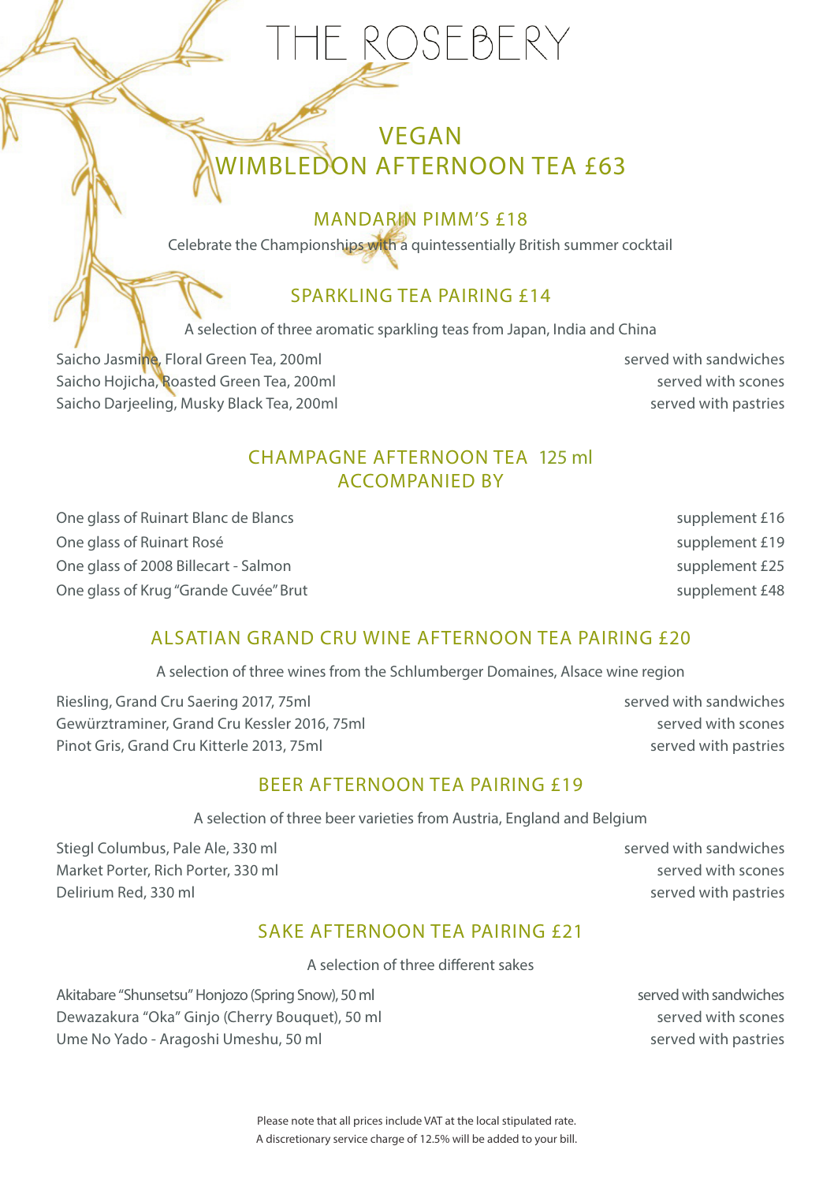# THE ROSEBERY

## VEGAN
## WIMBLEDON AFTERNOON TEA £63

### MANDARIN PIMM'S £18

Celebrate the Championships with a quintessentially British summer cocktail

### SPARKLING TEA PAIRING £14

A selection of three aromatic sparkling teas from Japan, India and China

| | |
|---|---|
| Saicho Jasmine, Floral Green Tea, 200ml | served with sandwiches |
| Saicho Hojicha, Roasted Green Tea, 200ml | served with scones |
| Saicho Darjeeling, Musky Black Tea, 200ml | served with pastries |

### CHAMPAGNE AFTERNOON TEA 125 ml ACCOMPANIED BY

| | |
|---|---|
| One glass of Ruinart Blanc de Blancs | supplement £16 |
| One glass of Ruinart Rosé | supplement £19 |
| One glass of 2008 Billecart - Salmon | supplement £25 |
| One glass of Krug "Grande Cuvée" Brut | supplement £48 |

### ALSATIAN GRAND CRU WINE AFTERNOON TEA PAIRING £20

A selection of three wines from the Schlumberger Domaines, Alsace wine region

| | |
|---|---|
| Riesling, Grand Cru Saering 2017, 75ml | served with sandwiches |
| Gewürztraminer, Grand Cru Kessler 2016, 75ml | served with scones |
| Pinot Gris, Grand Cru Kitterle 2013, 75ml | served with pastries |

### BEER AFTERNOON TEA PAIRING £19

A selection of three beer varieties from Austria, England and Belgium

| | |
|---|---|
| Stiegl Columbus, Pale Ale, 330 ml | served with sandwiches |
| Market Porter, Rich Porter, 330 ml | served with scones |
| Delirium Red, 330 ml | served with pastries |

### SAKE AFTERNOON TEA PAIRING £21

A selection of three different sakes

| | |
|---|---|
| Akitabare "Shunsetsu" Honjozo (Spring Snow), 50 ml | served with sandwiches |
| Dewazakura "Oka" Ginjo (Cherry Bouquet), 50 ml | served with scones |
| Ume No Yado - Aragoshi Umeshu, 50 ml | served with pastries |

Please note that all prices include VAT at the local stipulated rate.
A discretionary service charge of 12.5% will be added to your bill.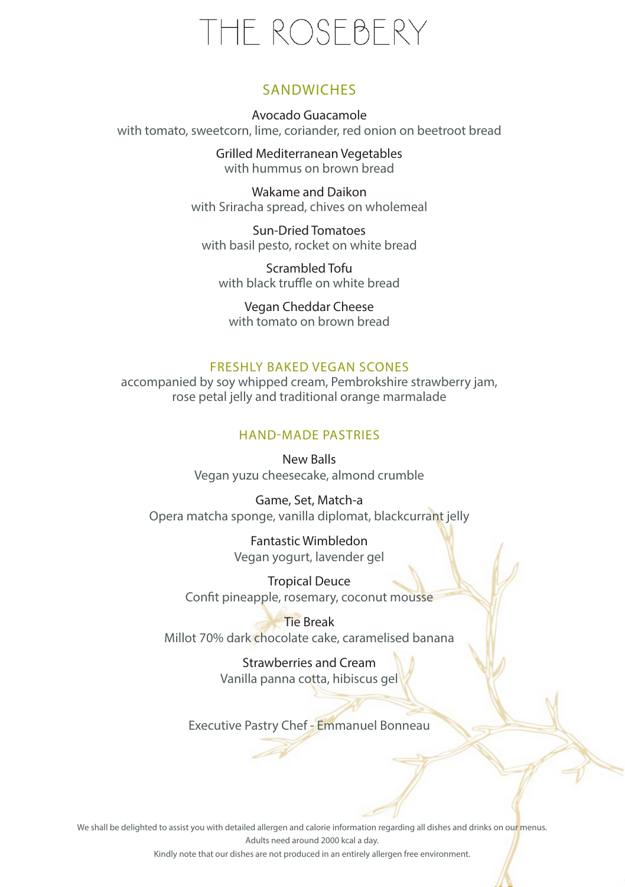# THE ROSEBERY

## SANDWICHES

Avocado Guacamole
with tomato, sweetcorn, lime, coriander, red onion on beetroot bread

Grilled Mediterranean Vegetables
with hummus on brown bread

Wakame and Daikon
with Sriracha spread, chives on wholemeal

Sun-Dried Tomatoes
with basil pesto, rocket on white bread

Scrambled Tofu
with black truffle on white bread

Vegan Cheddar Cheese
with tomato on brown bread

## FRESHLY BAKED VEGAN SCONES

accompanied by soy whipped cream, Pembrokshire strawberry jam, rose petal jelly and traditional orange marmalade

## HAND-MADE PASTRIES

New Balls
Vegan yuzu cheesecake, almond crumble

Game, Set, Match-a
Opera matcha sponge, vanilla diplomat, blackcurrant jelly

Fantastic Wimbledon
Vegan yogurt, lavender gel

Tropical Deuce
Confit pineapple, rosemary, coconut mousse

Tie Break
Millot 70% dark chocolate cake, caramelised banana

Strawberries and Cream
Vanilla panna cotta, hibiscus gel

Executive Pastry Chef - Emmanuel Bonneau

We shall be delighted to assist you with detailed allergen and calorie information regarding all dishes and drinks on our menus.
Adults need around 2000 kcal a day.
Kindly note that our dishes are not produced in an entirely allergen free environment.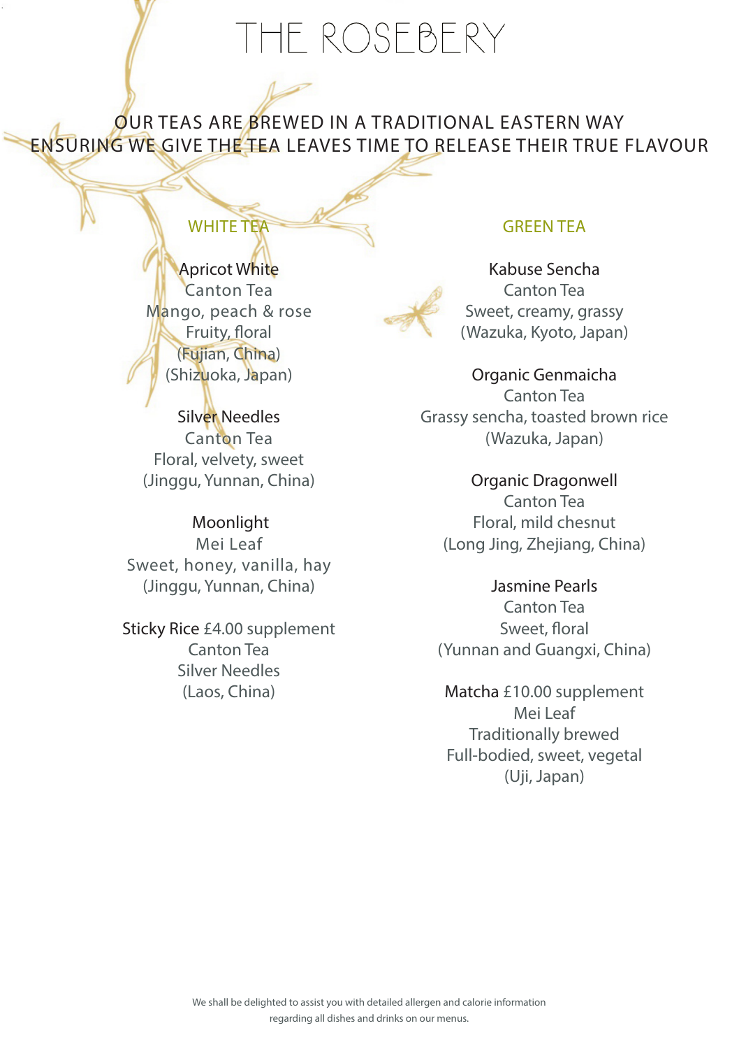# THE ROSEBERY

OUR TEAS ARE BREWED IN A TRADITIONAL EASTERN WAY
ENSURING WE GIVE THE TEA LEAVES TIME TO RELEASE THEIR TRUE FLAVOUR

## WHITE TEA

Apricot White
Canton Tea
Mango, peach & rose
Fruity, floral
(Fujian, China)
(Shizuoka, Japan)

Silver Needles
Canton Tea
Floral, velvety, sweet
(Jinggu, Yunnan, China)

Moonlight
Mei Leaf
Sweet, honey, vanilla, hay
(Jinggu, Yunnan, China)

Sticky Rice £4.00 supplement
Canton Tea
Silver Needles
(Laos, China)

## GREEN TEA

Kabuse Sencha
Canton Tea
Sweet, creamy, grassy
(Wazuka, Kyoto, Japan)

Organic Genmaicha
Canton Tea
Grassy sencha, toasted brown rice
(Wazuka, Japan)

Organic Dragonwell
Canton Tea
Floral, mild chesnut
(Long Jing, Zhejiang, China)

Jasmine Pearls
Canton Tea
Sweet, floral
(Yunnan and Guangxi, China)

Matcha £10.00 supplement
Mei Leaf
Traditionally brewed
Full-bodied, sweet, vegetal
(Uji, Japan)

We shall be delighted to assist you with detailed allergen and calorie information regarding all dishes and drinks on our menus.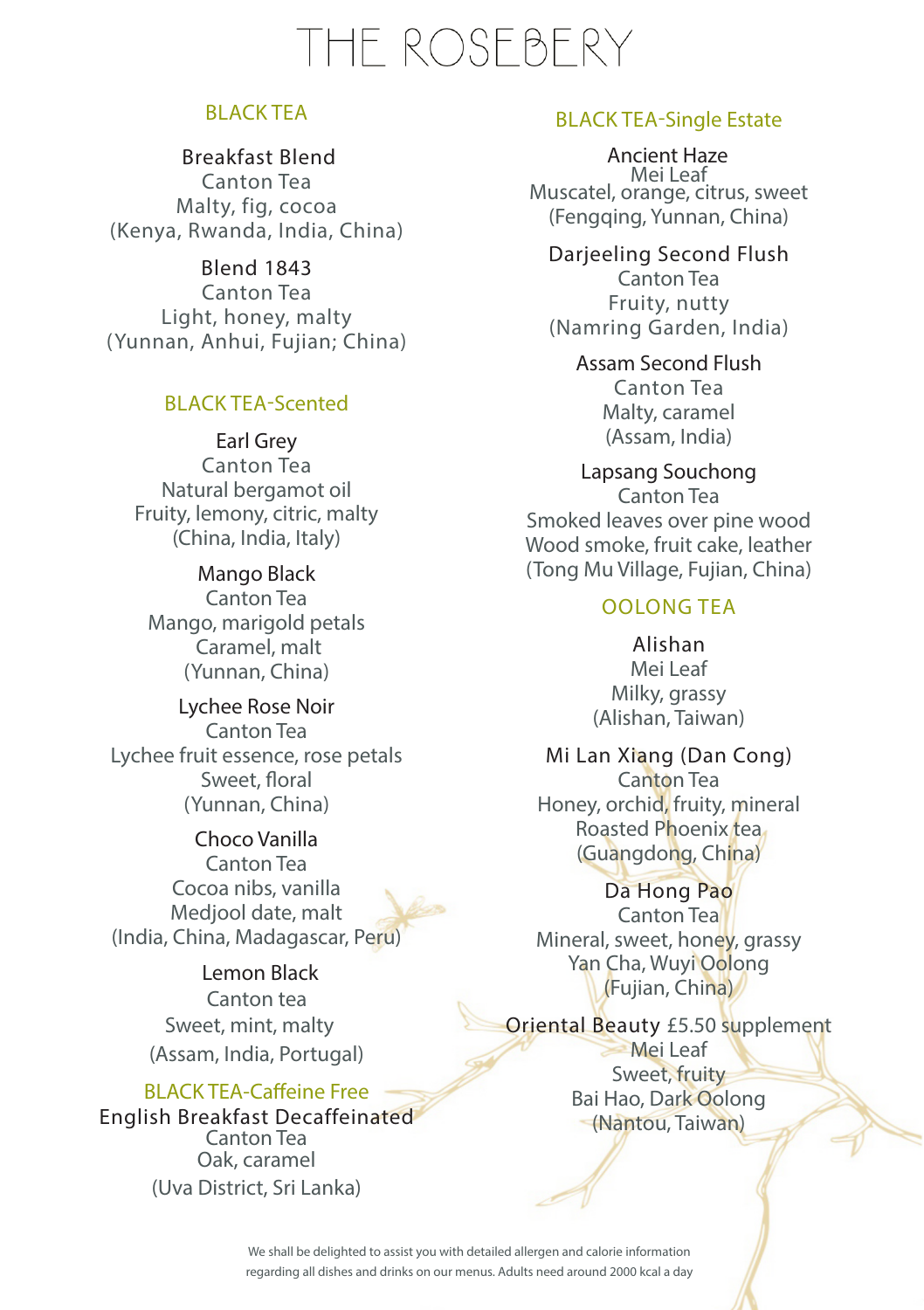# THE ROSEBERY

## BLACK TEA

Breakfast Blend
Canton Tea
Malty, fig, cocoa
(Kenya, Rwanda, India, China)

Blend 1843
Canton Tea
Light, honey, malty
(Yunnan, Anhui, Fujian; China)

## BLACK TEA-Scented

Earl Grey
Canton Tea
Natural bergamot oil
Fruity, lemony, citric, malty
(China, India, Italy)

Mango Black
Canton Tea
Mango, marigold petals
Caramel, malt
(Yunnan, China)

Lychee Rose Noir
Canton Tea
Lychee fruit essence, rose petals
Sweet, floral
(Yunnan, China)

Choco Vanilla
Canton Tea
Cocoa nibs, vanilla
Medjool date, malt
(India, China, Madagascar, Peru)

Lemon Black
Canton tea
Sweet, mint, malty
(Assam, India, Portugal)

## BLACK TEA-Caffeine Free

English Breakfast Decaffeinated
Canton Tea
Oak, caramel
(Uva District, Sri Lanka)

## BLACK TEA-Single Estate

Ancient Haze
Mei Leaf
Muscatel, orange, citrus, sweet
(Fengqing, Yunnan, China)

Darjeeling Second Flush
Canton Tea
Fruity, nutty
(Namring Garden, India)

Assam Second Flush
Canton Tea
Malty, caramel
(Assam, India)

Lapsang Souchong
Canton Tea
Smoked leaves over pine wood
Wood smoke, fruit cake, leather
(Tong Mu Village, Fujian, China)

## OOLONG TEA

Alishan
Mei Leaf
Milky, grassy
(Alishan, Taiwan)

Mi Lan Xiang (Dan Cong)
Canton Tea
Honey, orchid, fruity, mineral
Roasted Phoenix tea
(Guangdong, China)

Da Hong Pao
Canton Tea
Mineral, sweet, honey, grassy
Yan Cha, Wuyi Oolong
(Fujian, China)

Oriental Beauty £5.50 supplement
Mei Leaf
Sweet, fruity
Bai Hao, Dark Oolong
(Nantou, Taiwan)

We shall be delighted to assist you with detailed allergen and calorie information regarding all dishes and drinks on our menus. Adults need around 2000 kcal a day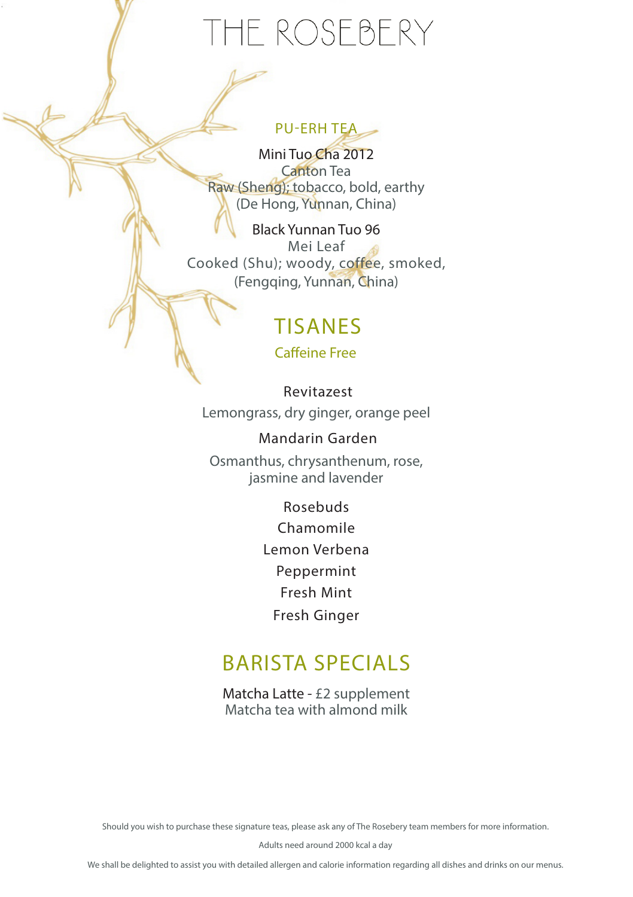# THE ROSEBERY

## PU-ERH TEA

Mini Tuo Cha 2012
Canton Tea
Raw (Sheng); tobacco, bold, earthy
(De Hong, Yunnan, China)

Black Yunnan Tuo 96
Mei Leaf
Cooked (Shu); woody, coffee, smoked,
(Fengqing, Yunnan, China)

## TISANES

### Caffeine Free

Revitazest
Lemongrass, dry ginger, orange peel

Mandarin Garden
Osmanthus, chrysanthenum, rose,
jasmine and lavender

Rosebuds
Chamomile
Lemon Verbena
Peppermint
Fresh Mint
Fresh Ginger

## BARISTA SPECIALS

Matcha Latte - £2 supplement
Matcha tea with almond milk

Should you wish to purchase these signature teas, please ask any of The Rosebery team members for more information.

Adults need around 2000 kcal a day

We shall be delighted to assist you with detailed allergen and calorie information regarding all dishes and drinks on our menus.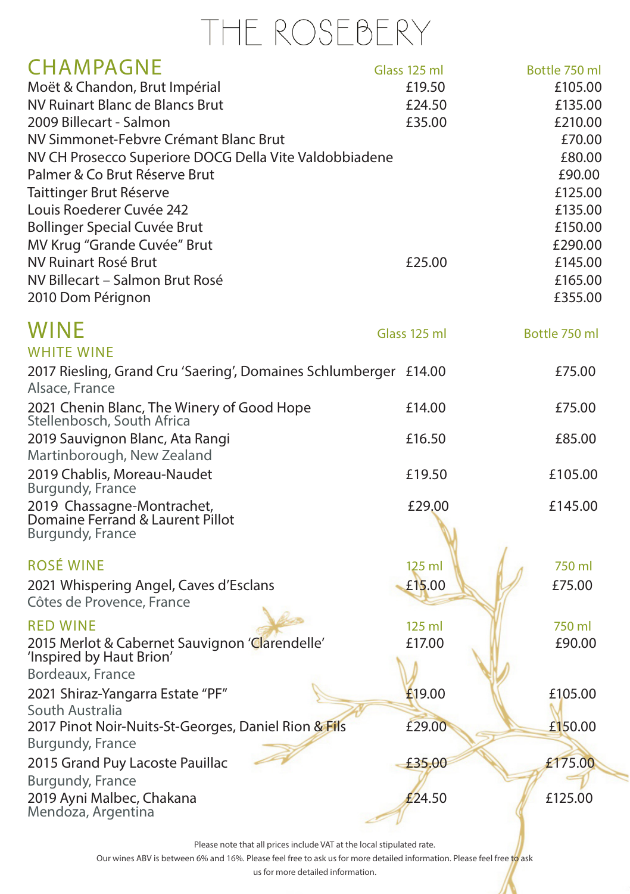# THE ROSEBERY

## CHAMPAGNE

| | Glass 125 ml | Bottle 750 ml |
|---|---|---|
| Moët & Chandon, Brut Impérial | £19.50 | £105.00 |
| NV Ruinart Blanc de Blancs Brut | £24.50 | £135.00 |
| 2009 Billecart - Salmon | £35.00 | £210.00 |
| NV Simmonet-Febvre Crémant Blanc Brut | | £70.00 |
| NV CH Prosecco Superiore DOCG Della Vite Valdobbiadene | | £80.00 |
| Palmer & Co Brut Réserve Brut | | £90.00 |
| Taittinger Brut Réserve | | £125.00 |
| Louis Roederer Cuvée 242 | | £135.00 |
| Bollinger Special Cuvée Brut | | £150.00 |
| MV Krug "Grande Cuvée" Brut | | £290.00 |
| NV Ruinart Rosé Brut | £25.00 | £145.00 |
| NV Billecart – Salmon Brut Rosé | | £165.00 |
| 2010 Dom Pérignon | | £355.00 |

## WINE

### WHITE WINE

| | Glass 125 ml | Bottle 750 ml |
|---|---|---|
| 2017 Riesling, Grand Cru 'Saering', Domaines Schlumberger<br>Alsace, France | £14.00 | £75.00 |
| 2021 Chenin Blanc, The Winery of Good Hope<br>Stellenbosch, South Africa | £14.00 | £75.00 |
| 2019 Sauvignon Blanc, Ata Rangi<br>Martinborough, New Zealand | £16.50 | £85.00 |
| 2019 Chablis, Moreau-Naudet<br>Burgundy, France | £19.50 | £105.00 |
| 2019 Chassagne-Montrachet, Domaine Ferrand & Laurent Pillot<br>Burgundy, France | £29.00 | £145.00 |

### ROSÉ WINE

| | 125 ml | 750 ml |
|---|---|---|
| 2021 Whispering Angel, Caves d'Esclans<br>Côtes de Provence, France | £15.00 | £75.00 |

### RED WINE

| | 125 ml | 750 ml |
|---|---|---|
| 2015 Merlot & Cabernet Sauvignon 'Clarendelle' 'Inspired by Haut Brion'<br>Bordeaux, France | £17.00 | £90.00 |
| 2021 Shiraz-Yangarra Estate "PF"<br>South Australia | £19.00 | £105.00 |
| 2017 Pinot Noir-Nuits-St-Georges, Daniel Rion & Fils<br>Burgundy, France | £29.00 | £150.00 |
| 2015 Grand Puy Lacoste Pauillac<br>Burgundy, France | £35.00 | £175.00 |
| 2019 Ayni Malbec, Chakana<br>Mendoza, Argentina | £24.50 | £125.00 |

Please note that all prices include VAT at the local stipulated rate.

Our wines ABV is between 6% and 16%. Please feel free to ask us for more detailed information. Please feel free to ask us for more detailed information.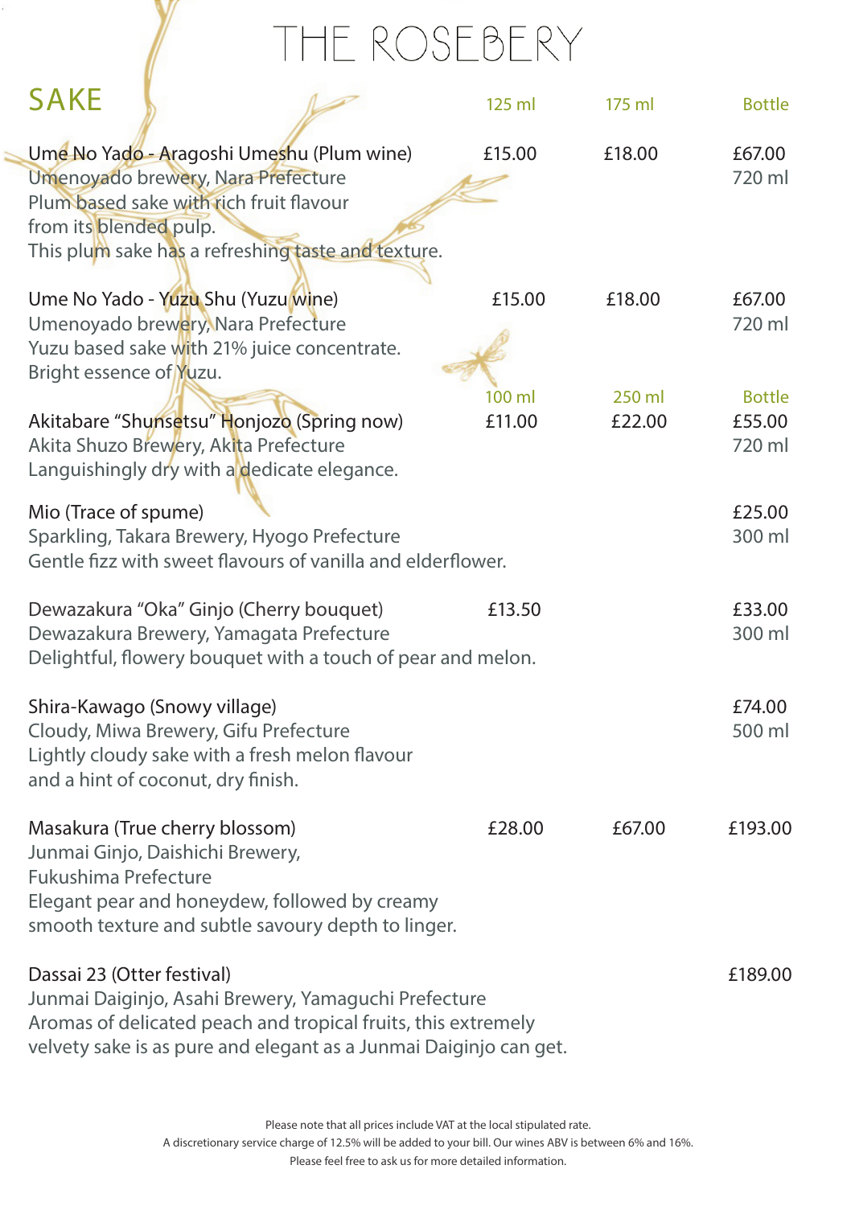# THE ROSEBERY

## SAKE

| | 125 ml | 175 ml | Bottle |
|---|---|---|---|
| Ume No Yado - Aragoshi Umeshu (Plum wine)<br>Umenoyado brewery, Nara Prefecture<br>Plum based sake with rich fruit flavour from its blended pulp.<br>This plum sake has a refreshing taste and texture. | £15.00 | £18.00 | £67.00<br>720 ml |
| Ume No Yado - Yuzu Shu (Yuzu wine)<br>Umenoyado brewery, Nara Prefecture<br>Yuzu based sake with 21% juice concentrate.<br>Bright essence of Yuzu. | £15.00 | £18.00 | £67.00<br>720 ml |
| | **100 ml** | **250 ml** | **Bottle** |
| Akitabare "Shunsetsu" Honjozo (Spring now)<br>Akita Shuzo Brewery, Akita Prefecture<br>Languishingly dry with a dedicate elegance. | £11.00 | £22.00 | £55.00<br>720 ml |
| Mio (Trace of spume)<br>Sparkling, Takara Brewery, Hyogo Prefecture<br>Gentle fizz with sweet flavours of vanilla and elderflower. | | | £25.00<br>300 ml |
| Dewazakura "Oka" Ginjo (Cherry bouquet)<br>Dewazakura Brewery, Yamagata Prefecture<br>Delightful, flowery bouquet with a touch of pear and melon. | £13.50 | | £33.00<br>300 ml |
| Shira-Kawago (Snowy village)<br>Cloudy, Miwa Brewery, Gifu Prefecture<br>Lightly cloudy sake with a fresh melon flavour and a hint of coconut, dry finish. | | | £74.00<br>500 ml |
| Masakura (True cherry blossom)<br>Junmai Ginjo, Daishichi Brewery, Fukushima Prefecture<br>Elegant pear and honeydew, followed by creamy smooth texture and subtle savoury depth to linger. | £28.00 | £67.00 | £193.00 |
| Dassai 23 (Otter festival)<br>Junmai Daiginjo, Asahi Brewery, Yamaguchi Prefecture<br>Aromas of delicated peach and tropical fruits, this extremely velvety sake is as pure and elegant as a Junmai Daiginjo can get. | | | £189.00 |

Please note that all prices include VAT at the local stipulated rate.
A discretionary service charge of 12.5% will be added to your bill. Our wines ABV is between 6% and 16%.
Please feel free to ask us for more detailed information.